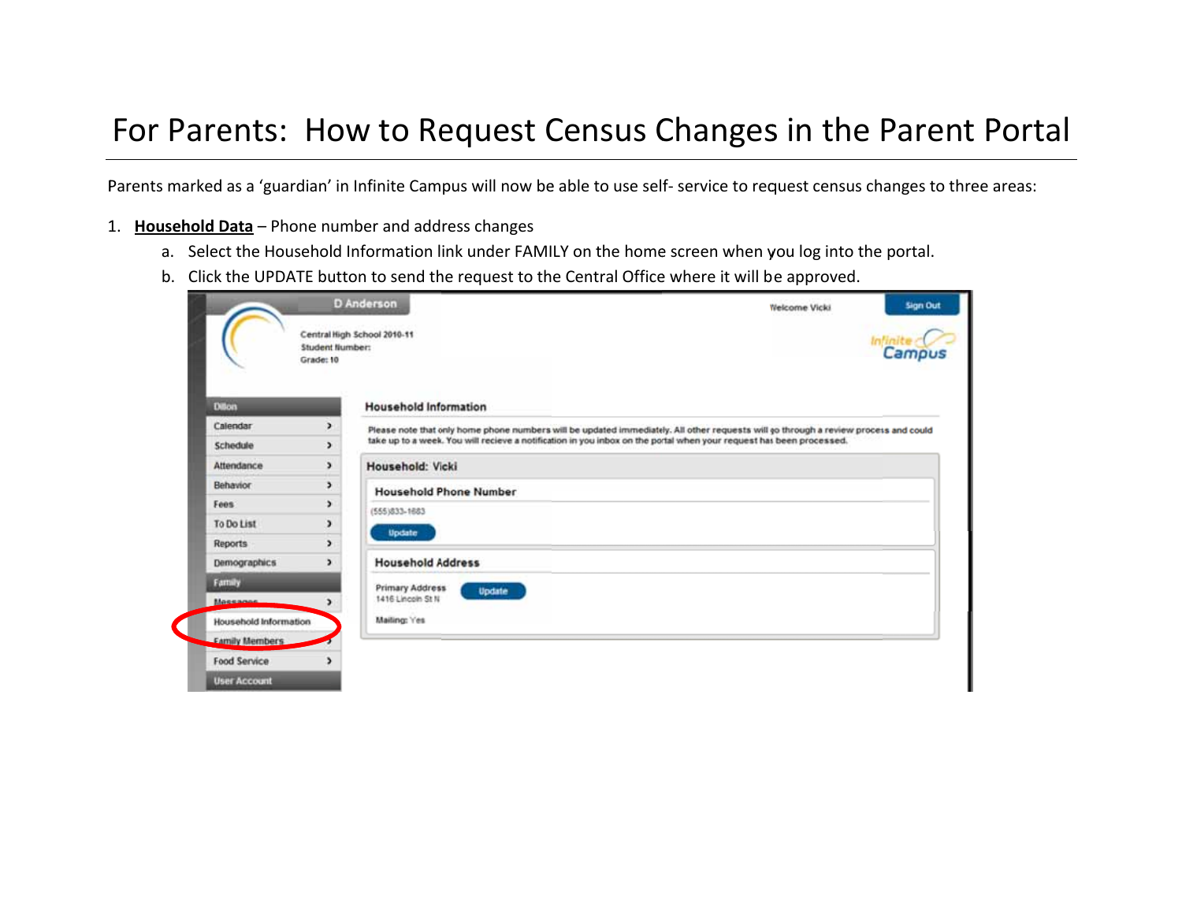# For Parents: How to Request Census Changes in the Parent Portal

Parents marked as a 'guardian' in Infinite Campus will now be able to use self- service to request census changes to three areas:

1. **Household Data** – Phone number and address changes
   a. Select the Household Information link under FAMILY on the home screen when you log into the portal.
   b. Click the UPDATE button to send the request to the Central Office where it will be approved.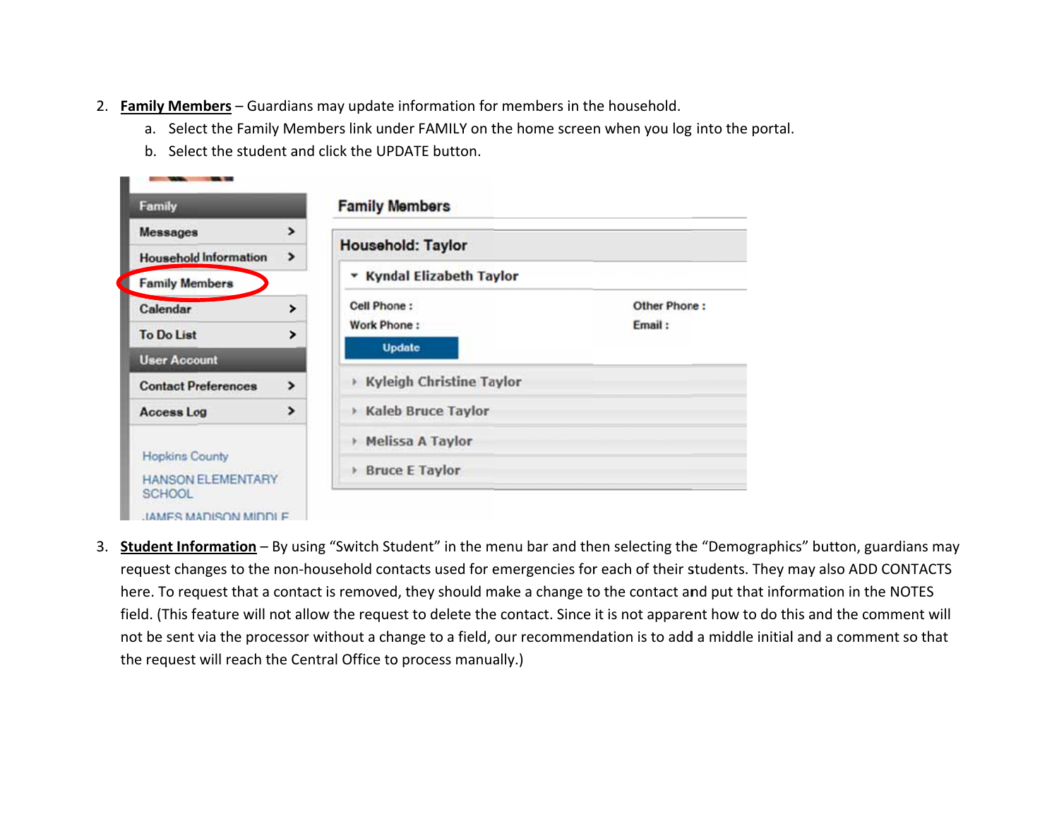2. **Family Members** – Guardians may update information for members in the household.
    a. Select the Family Members link under FAMILY on the home screen when you log into the portal.
    b. Select the student and click the UPDATE button.

3. **Student Information** – By using "Switch Student" in the menu bar and then selecting the "Demographics" button, guardians may request changes to the non-household contacts used for emergencies for each of their students. They may also ADD CONTACTS here. To request that a contact is removed, they should make a change to the contact and put that information in the NOTES field. (This feature will not allow the request to delete the contact. Since it is not apparent how to do this and the comment will not be sent via the processor without a change to a field, our recommendation is to add a middle initial and a comment so that the request will reach the Central Office to process manually.)